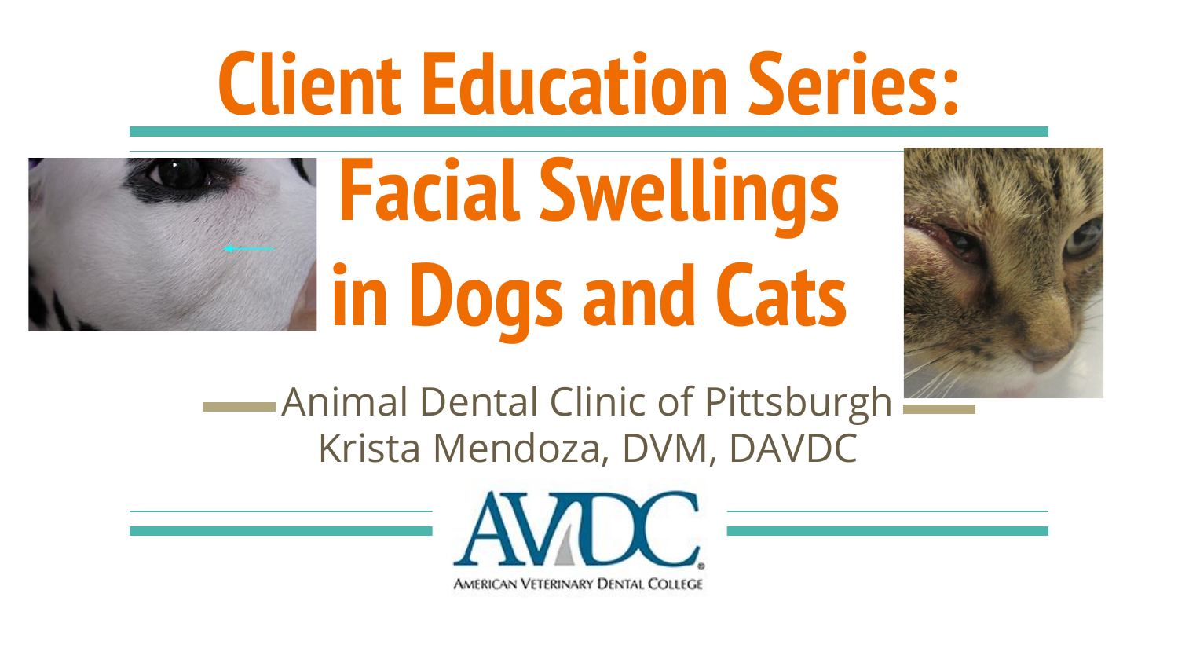# Client Education Series:

# Facial Swellings in Dogs and Cats

Animal Dental Clinic of Pittsburgh

Krista Mendoza, DVM, DAVDC

AVDC

AMERICAN VETERINARY DENTAL COLLEGE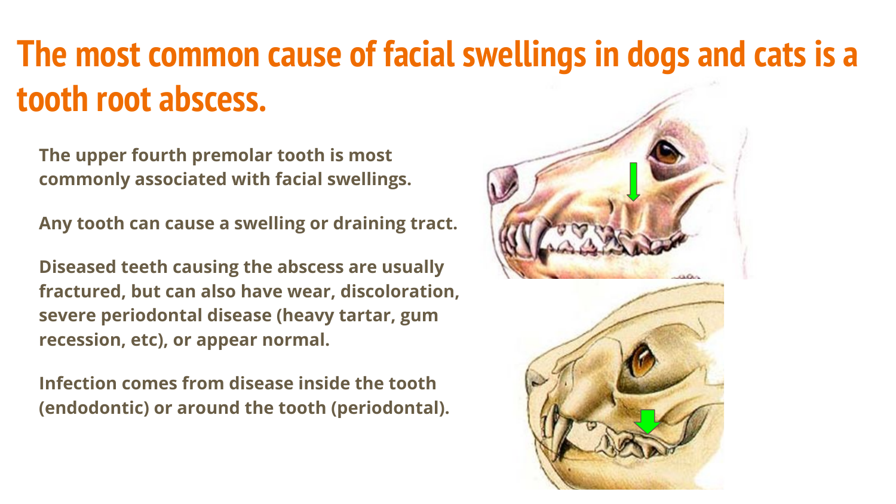# The most common cause of facial swellings in dogs and cats is a tooth root abscess.

**The upper fourth premolar tooth is most commonly associated with facial swellings.**

**Any tooth can cause a swelling or draining tract.**

**Diseased teeth causing the abscess are usually fractured, but can also have wear, discoloration, severe periodontal disease (heavy tartar, gum recession, etc), or appear normal.**

**Infection comes from disease inside the tooth (endodontic) or around the tooth (periodontal).**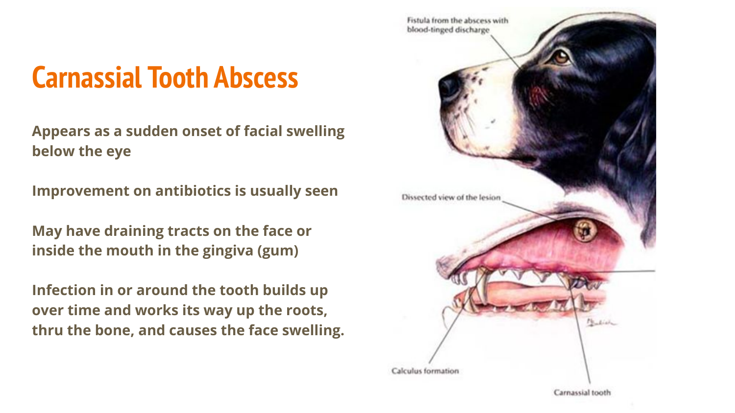# Carnassial Tooth Abscess

**Appears as a sudden onset of facial swelling below the eye**

**Improvement on antibiotics is usually seen**

**May have draining tracts on the face or inside the mouth in the gingiva (gum)**

**Infection in or around the tooth builds up over time and works its way up the roots, thru the bone, and causes the face swelling.**

Fistula from the abscess with blood-tinged discharge

Dissected view of the lesion

Calculus formation

Carnassial tooth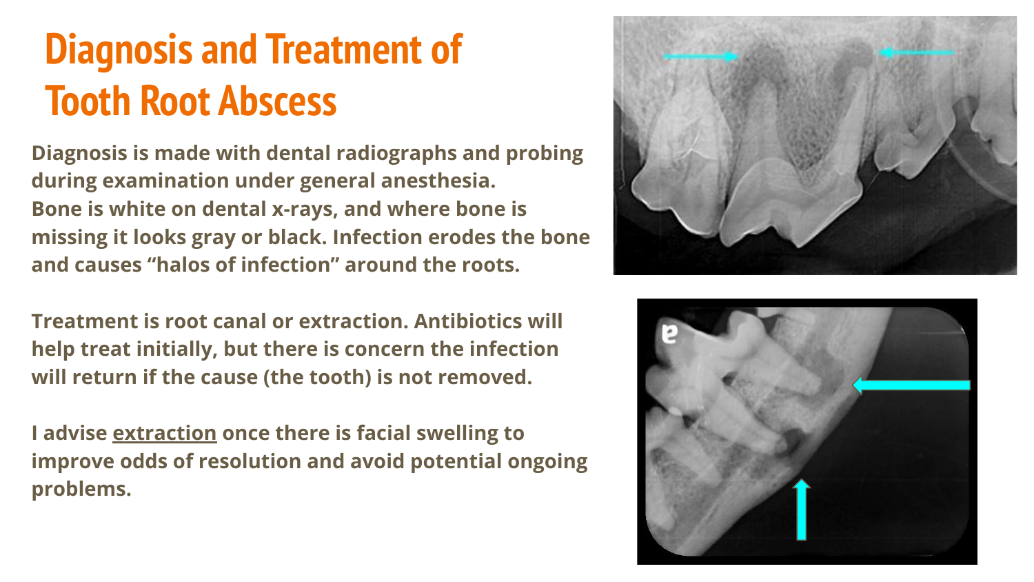# Diagnosis and Treatment of Tooth Root Abscess

**Diagnosis is made with dental radiographs and probing during examination under general anesthesia. Bone is white on dental x-rays, and where bone is missing it looks gray or black. Infection erodes the bone and causes "halos of infection" around the roots.**

**Treatment is root canal or extraction. Antibiotics will help treat initially, but there is concern the infection will return if the cause (the tooth) is not removed.**

**I advise <u>extraction</u> once there is facial swelling to improve odds of resolution and avoid potential ongoing problems.**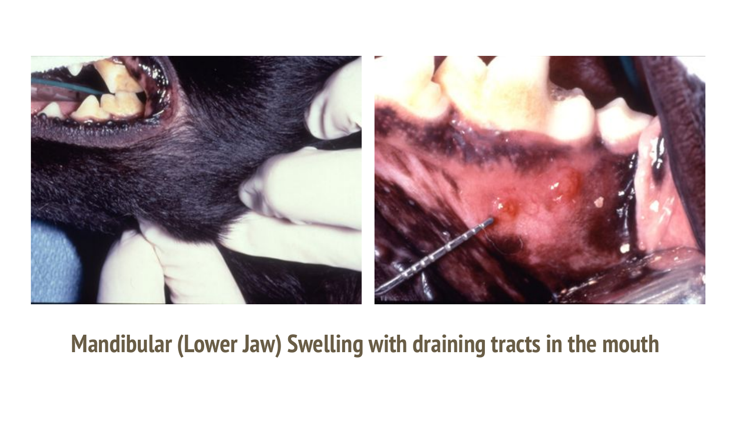**Mandibular (Lower Jaw) Swelling with draining tracts in the mouth**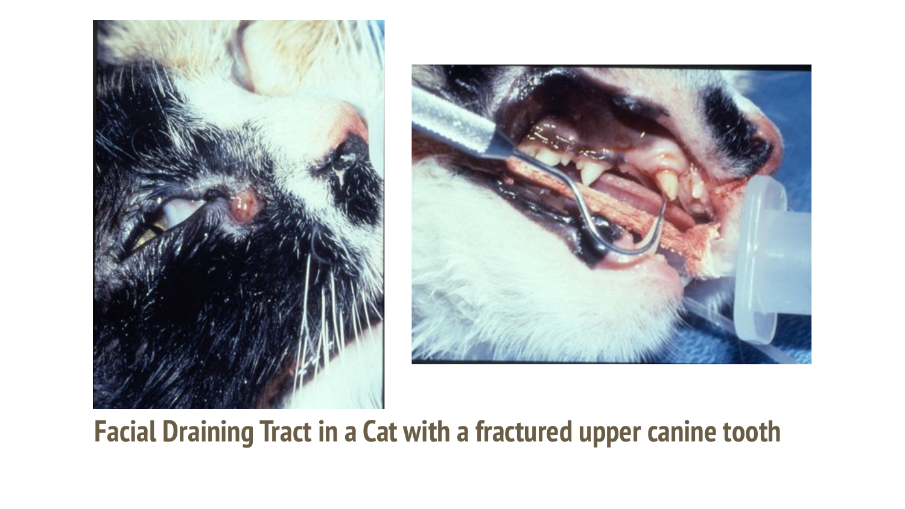Facial Draining Tract in a Cat with a fractured upper canine tooth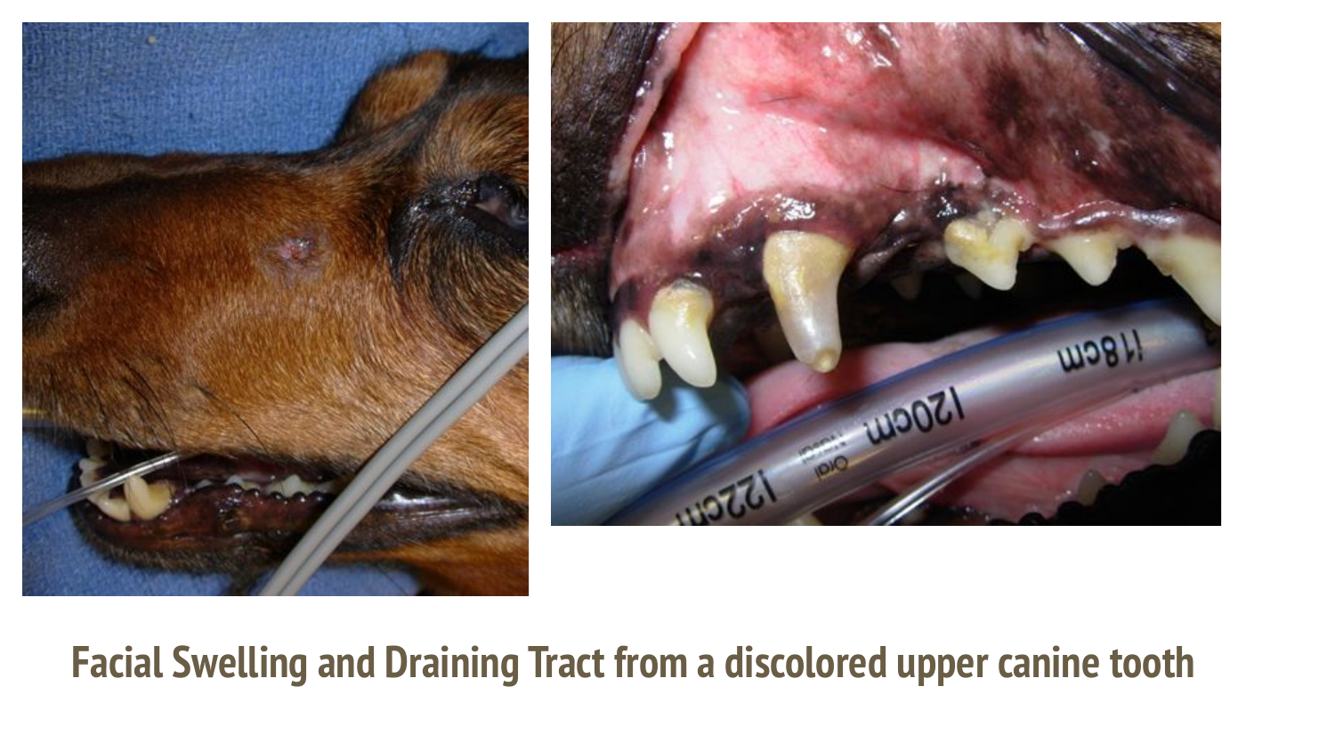Facial Swelling and Draining Tract from a discolored upper canine tooth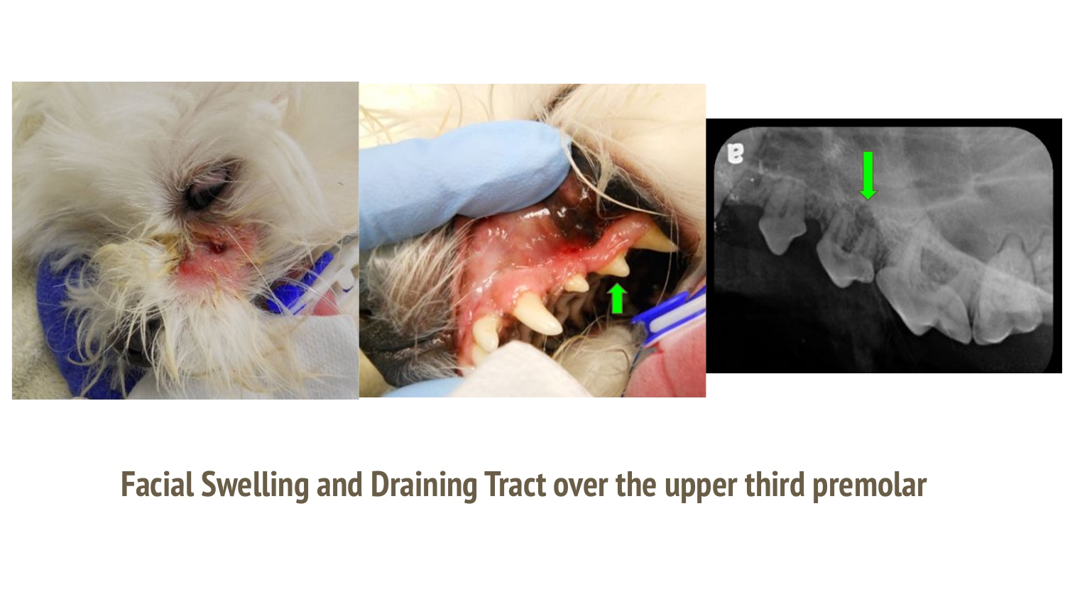Facial Swelling and Draining Tract over the upper third premolar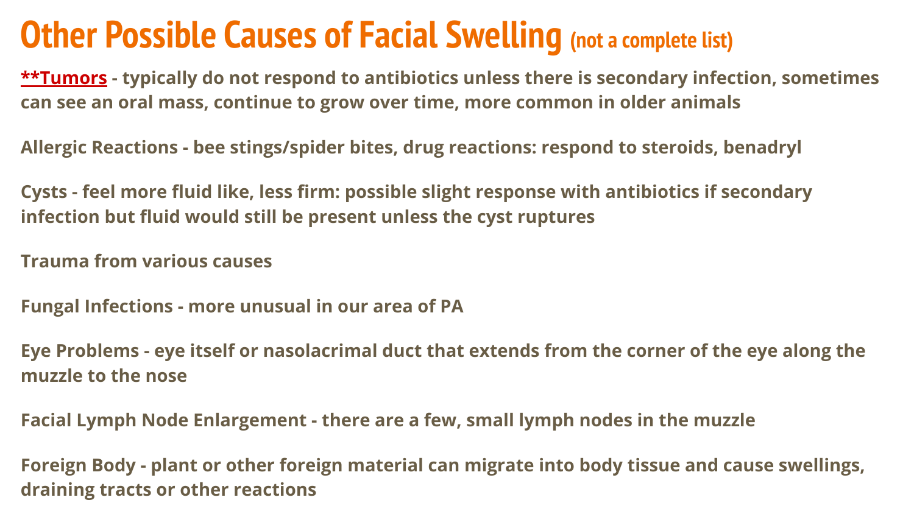# Other Possible Causes of Facial Swelling (not a complete list)

**<u>**Tumors</u> - typically do not respond to antibiotics unless there is secondary infection, sometimes can see an oral mass, continue to grow over time, more common in older animals**

**Allergic Reactions - bee stings/spider bites, drug reactions: respond to steroids, benadryl**

**Cysts - feel more fluid like, less firm: possible slight response with antibiotics if secondary infection but fluid would still be present unless the cyst ruptures**

**Trauma from various causes**

**Fungal Infections - more unusual in our area of PA**

**Eye Problems - eye itself or nasolacrimal duct that extends from the corner of the eye along the muzzle to the nose**

**Facial Lymph Node Enlargement - there are a few, small lymph nodes in the muzzle**

**Foreign Body - plant or other foreign material can migrate into body tissue and cause swellings, draining tracts or other reactions**